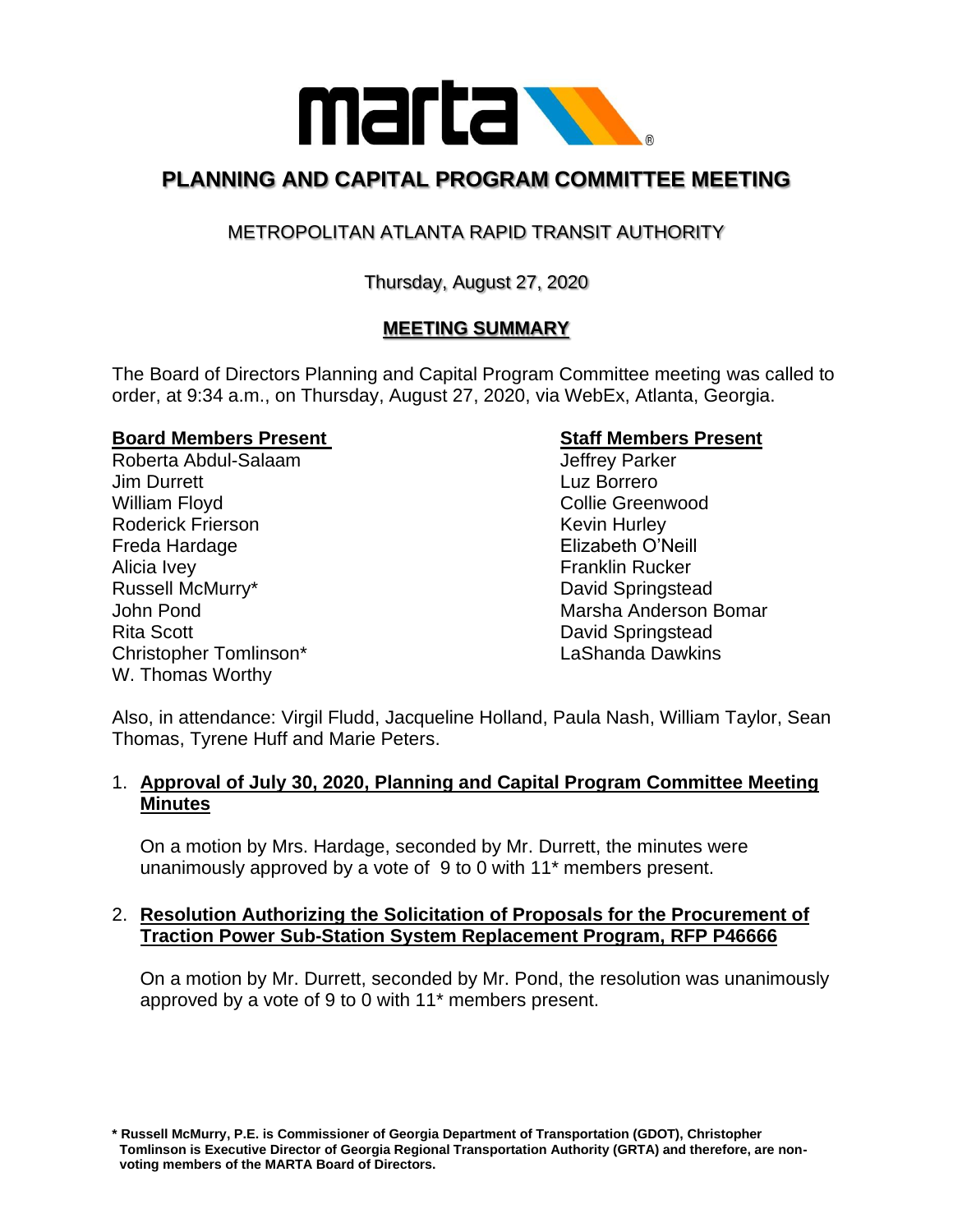# PLANNING AND CAPITAL PROGRAM COMMITTEE MEETING

## METROPOLITAN ATLANTA RAPID TRANSIT AUTHORITY

Thursday, August 27, 2020

### MEETING SUMMARY

The Board of Directors Planning and Capital Program Committee meeting was called to order, at 9:34 a.m., on Thursday, August 27, 2020, via WebEx, Atlanta, Georgia.

**Board Members Present**

Roberta Abdul-Salaam
Jim Durrett
William Floyd
Roderick Frierson
Freda Hardage
Alicia Ivey
Russell McMurry*
John Pond
Rita Scott
Christopher Tomlinson*
W. Thomas Worthy

**Staff Members Present**

Jeffrey Parker
Luz Borrero
Collie Greenwood
Kevin Hurley
Elizabeth O'Neill
Franklin Rucker
David Springstead
Marsha Anderson Bomar
David Springstead
LaShanda Dawkins

Also, in attendance: Virgil Fludd, Jacqueline Holland, Paula Nash, William Taylor, Sean Thomas, Tyrene Huff and Marie Peters.

1. **Approval of July 30, 2020, Planning and Capital Program Committee Meeting Minutes**

   On a motion by Mrs. Hardage, seconded by Mr. Durrett, the minutes were unanimously approved by a vote of 9 to 0 with 11* members present.

2. **Resolution Authorizing the Solicitation of Proposals for the Procurement of Traction Power Sub-Station System Replacement Program, RFP P46666**

   On a motion by Mr. Durrett, seconded by Mr. Pond, the resolution was unanimously approved by a vote of 9 to 0 with 11* members present.

**\* Russell McMurry, P.E. is Commissioner of Georgia Department of Transportation (GDOT), Christopher Tomlinson is Executive Director of Georgia Regional Transportation Authority (GRTA) and therefore, are non-voting members of the MARTA Board of Directors.**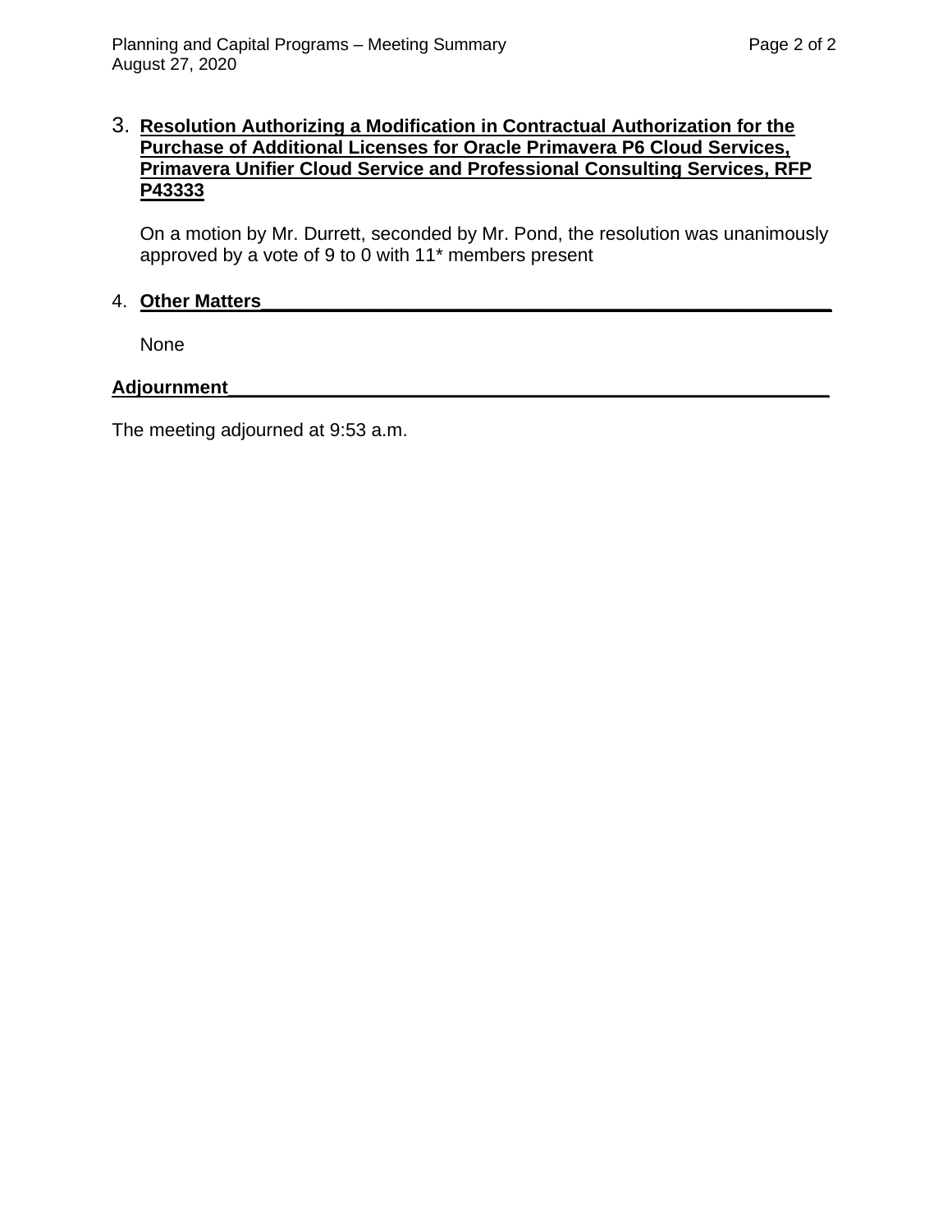3. **Resolution Authorizing a Modification in Contractual Authorization for the Purchase of Additional Licenses for Oracle Primavera P6 Cloud Services, Primavera Unifier Cloud Service and Professional Consulting Services, RFP P43333**

   On a motion by Mr. Durrett, seconded by Mr. Pond, the resolution was unanimously approved by a vote of 9 to 0 with 11* members present

4. **Other Matters**

   None

**Adjournment**

The meeting adjourned at 9:53 a.m.